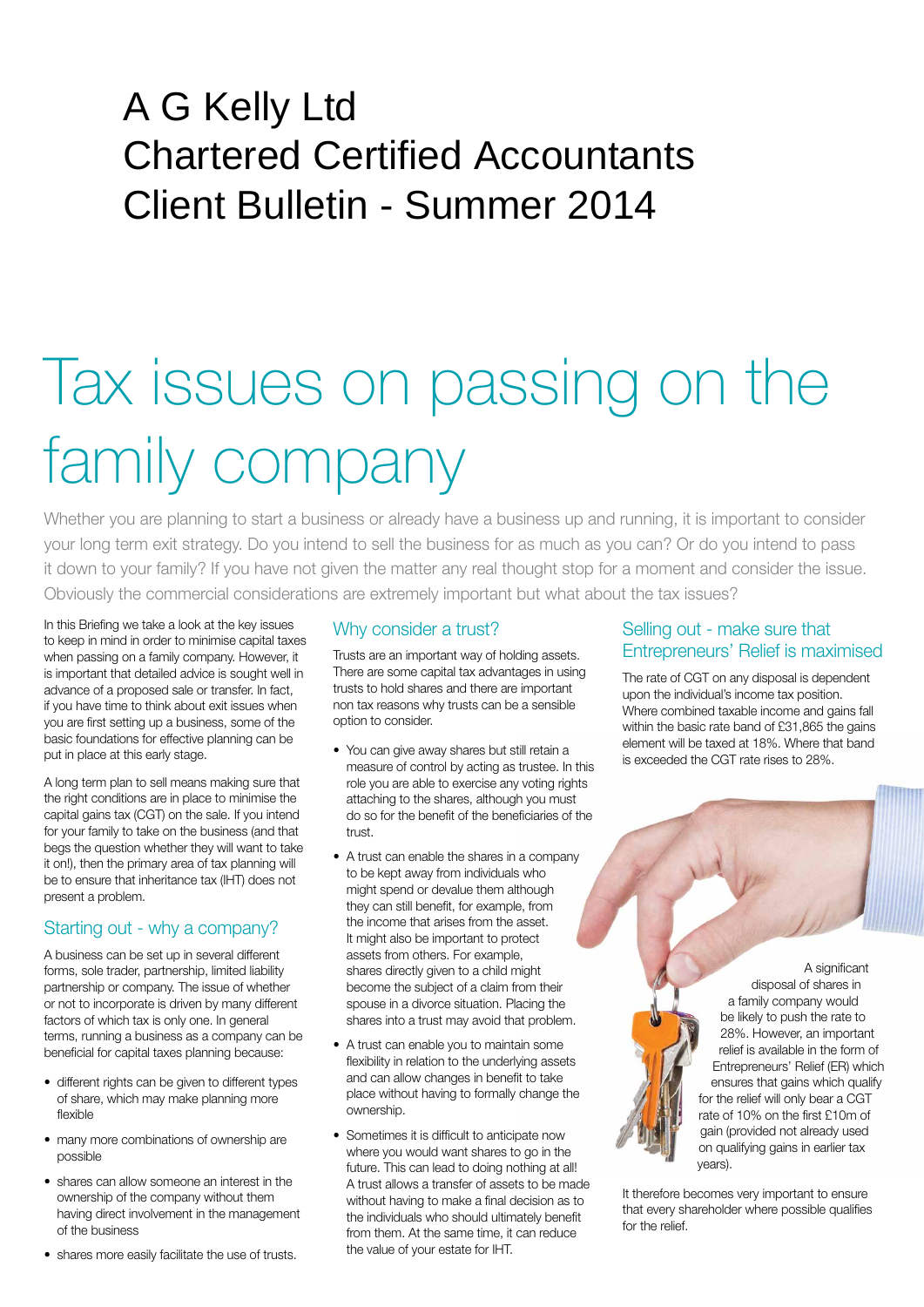# A G Kelly Ltd
# Chartered Certified Accountants
# Client Bulletin - Summer 2014

# Tax issues on passing on the family company

Whether you are planning to start a business or already have a business up and running, it is important to consider your long term exit strategy. Do you intend to sell the business for as much as you can? Or do you intend to pass it down to your family? If you have not given the matter any real thought stop for a moment and consider the issue. Obviously the commercial considerations are extremely important but what about the tax issues?

In this Briefing we take a look at the key issues to keep in mind in order to minimise capital taxes when passing on a family company. However, it is important that detailed advice is sought well in advance of a proposed sale or transfer. In fact, if you have time to think about exit issues when you are first setting up a business, some of the basic foundations for effective planning can be put in place at this early stage.

A long term plan to sell means making sure that the right conditions are in place to minimise the capital gains tax (CGT) on the sale. If you intend for your family to take on the business (and that begs the question whether they will want to take it on!), then the primary area of tax planning will be to ensure that inheritance tax (IHT) does not present a problem.

## Starting out - why a company?

A business can be set up in several different forms, sole trader, partnership, limited liability partnership or company. The issue of whether or not to incorporate is driven by many different factors of which tax is only one. In general terms, running a business as a company can be beneficial for capital taxes planning because:

- different rights can be given to different types of share, which may make planning more flexible
- many more combinations of ownership are possible
- shares can allow someone an interest in the ownership of the company without them having direct involvement in the management of the business
- shares more easily facilitate the use of trusts.

## Why consider a trust?

Trusts are an important way of holding assets. There are some capital tax advantages in using trusts to hold shares and there are important non tax reasons why trusts can be a sensible option to consider.

- You can give away shares but still retain a measure of control by acting as trustee. In this role you are able to exercise any voting rights attaching to the shares, although you must do so for the benefit of the beneficiaries of the trust.
- A trust can enable the shares in a company to be kept away from individuals who might spend or devalue them although they can still benefit, for example, from the income that arises from the asset. It might also be important to protect assets from others. For example, shares directly given to a child might become the subject of a claim from their spouse in a divorce situation. Placing the shares into a trust may avoid that problem.
- A trust can enable you to maintain some flexibility in relation to the underlying assets and can allow changes in benefit to take place without having to formally change the ownership.
- Sometimes it is difficult to anticipate now where you would want shares to go in the future. This can lead to doing nothing at all! A trust allows a transfer of assets to be made without having to make a final decision as to the individuals who should ultimately benefit from them. At the same time, it can reduce the value of your estate for IHT.

## Selling out - make sure that Entrepreneurs' Relief is maximised

The rate of CGT on any disposal is dependent upon the individual's income tax position. Where combined taxable income and gains fall within the basic rate band of £31,865 the gains element will be taxed at 18%. Where that band is exceeded the CGT rate rises to 28%.

A significant disposal of shares in a family company would be likely to push the rate to 28%. However, an important relief is available in the form of Entrepreneurs' Relief (ER) which ensures that gains which qualify for the relief will only bear a CGT rate of 10% on the first £10m of gain (provided not already used on qualifying gains in earlier tax years).

It therefore becomes very important to ensure that every shareholder where possible qualifies for the relief.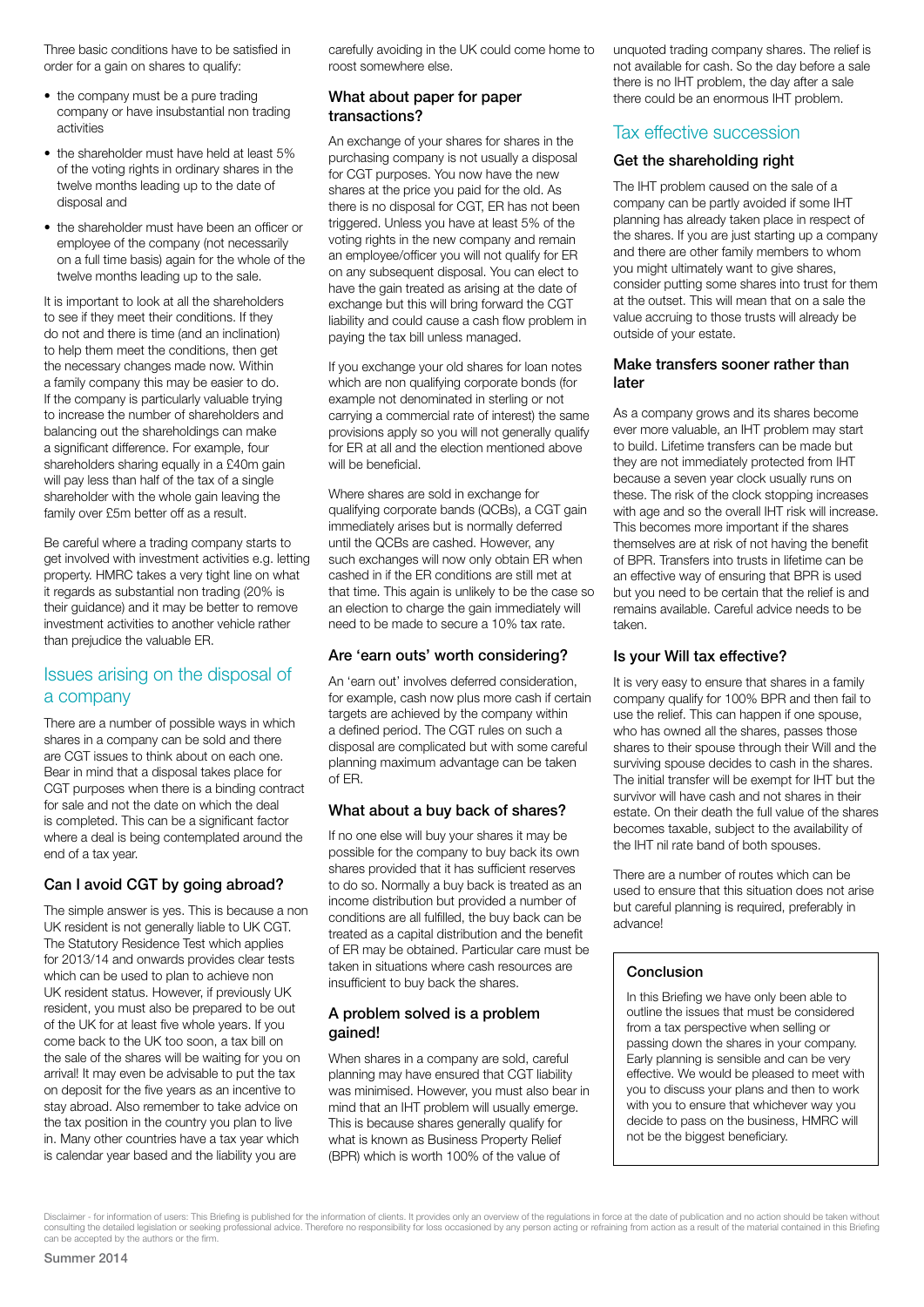Three basic conditions have to be satisfied in order for a gain on shares to qualify:

- the company must be a pure trading company or have insubstantial non trading activities
- the shareholder must have held at least 5% of the voting rights in ordinary shares in the twelve months leading up to the date of disposal and
- the shareholder must have been an officer or employee of the company (not necessarily on a full time basis) again for the whole of the twelve months leading up to the sale.

It is important to look at all the shareholders to see if they meet their conditions. If they do not and there is time (and an inclination) to help them meet the conditions, then get the necessary changes made now. Within a family company this may be easier to do. If the company is particularly valuable trying to increase the number of shareholders and balancing out the shareholdings can make a significant difference. For example, four shareholders sharing equally in a £40m gain will pay less than half of the tax of a single shareholder with the whole gain leaving the family over £5m better off as a result.

Be careful where a trading company starts to get involved with investment activities e.g. letting property. HMRC takes a very tight line on what it regards as substantial non trading (20% is their guidance) and it may be better to remove investment activities to another vehicle rather than prejudice the valuable ER.

## Issues arising on the disposal of a company

There are a number of possible ways in which shares in a company can be sold and there are CGT issues to think about on each one. Bear in mind that a disposal takes place for CGT purposes when there is a binding contract for sale and not the date on which the deal is completed. This can be a significant factor where a deal is being contemplated around the end of a tax year.

### Can I avoid CGT by going abroad?

The simple answer is yes. This is because a non UK resident is not generally liable to UK CGT. The Statutory Residence Test which applies for 2013/14 and onwards provides clear tests which can be used to plan to achieve non UK resident status. However, if previously UK resident, you must also be prepared to be out of the UK for at least five whole years. If you come back to the UK too soon, a tax bill on the sale of the shares will be waiting for you on arrival! It may even be advisable to put the tax on deposit for the five years as an incentive to stay abroad. Also remember to take advice on the tax position in the country you plan to live in. Many other countries have a tax year which is calendar year based and the liability you are carefully avoiding in the UK could come home to roost somewhere else.

### What about paper for paper transactions?

An exchange of your shares for shares in the purchasing company is not usually a disposal for CGT purposes. You now have the new shares at the price you paid for the old. As there is no disposal for CGT, ER has not been triggered. Unless you have at least 5% of the voting rights in the new company and remain an employee/officer you will not qualify for ER on any subsequent disposal. You can elect to have the gain treated as arising at the date of exchange but this will bring forward the CGT liability and could cause a cash flow problem in paying the tax bill unless managed.

If you exchange your old shares for loan notes which are non qualifying corporate bonds (for example not denominated in sterling or not carrying a commercial rate of interest) the same provisions apply so you will not generally qualify for ER at all and the election mentioned above will be beneficial.

Where shares are sold in exchange for qualifying corporate bands (QCBs), a CGT gain immediately arises but is normally deferred until the QCBs are cashed. However, any such exchanges will now only obtain ER when cashed in if the ER conditions are still met at that time. This again is unlikely to be the case so an election to charge the gain immediately will need to be made to secure a 10% tax rate.

### Are 'earn outs' worth considering?

An 'earn out' involves deferred consideration, for example, cash now plus more cash if certain targets are achieved by the company within a defined period. The CGT rules on such a disposal are complicated but with some careful planning maximum advantage can be taken of ER.

### What about a buy back of shares?

If no one else will buy your shares it may be possible for the company to buy back its own shares provided that it has sufficient reserves to do so. Normally a buy back is treated as an income distribution but provided a number of conditions are all fulfilled, the buy back can be treated as a capital distribution and the benefit of ER may be obtained. Particular care must be taken in situations where cash resources are insufficient to buy back the shares.

### A problem solved is a problem gained!

When shares in a company are sold, careful planning may have ensured that CGT liability was minimised. However, you must also bear in mind that an IHT problem will usually emerge. This is because shares generally qualify for what is known as Business Property Relief (BPR) which is worth 100% of the value of unquoted trading company shares. The relief is not available for cash. So the day before a sale there is no IHT problem, the day after a sale there could be an enormous IHT problem.

## Tax effective succession

### Get the shareholding right

The IHT problem caused on the sale of a company can be partly avoided if some IHT planning has already taken place in respect of the shares. If you are just starting up a company and there are other family members to whom you might ultimately want to give shares, consider putting some shares into trust for them at the outset. This will mean that on a sale the value accruing to those trusts will already be outside of your estate.

### Make transfers sooner rather than later

As a company grows and its shares become ever more valuable, an IHT problem may start to build. Lifetime transfers can be made but they are not immediately protected from IHT because a seven year clock usually runs on these. The risk of the clock stopping increases with age and so the overall IHT risk will increase. This becomes more important if the shares themselves are at risk of not having the benefit of BPR. Transfers into trusts in lifetime can be an effective way of ensuring that BPR is used but you need to be certain that the relief is and remains available. Careful advice needs to be taken.

### Is your Will tax effective?

It is very easy to ensure that shares in a family company qualify for 100% BPR and then fail to use the relief. This can happen if one spouse, who has owned all the shares, passes those shares to their spouse through their Will and the surviving spouse decides to cash in the shares. The initial transfer will be exempt for IHT but the survivor will have cash and not shares in their estate. On their death the full value of the shares becomes taxable, subject to the availability of the IHT nil rate band of both spouses.

There are a number of routes which can be used to ensure that this situation does not arise but careful planning is required, preferably in advance!

### Conclusion

In this Briefing we have only been able to outline the issues that must be considered from a tax perspective when selling or passing down the shares in your company. Early planning is sensible and can be very effective. We would be pleased to meet with you to discuss your plans and then to work with you to ensure that whichever way you decide to pass on the business, HMRC will not be the biggest beneficiary.

Disclaimer - for information of users: This Briefing is published for the information of clients. It provides only an overview of the regulations in force at the date of publication and no action should be taken without consulting the detailed legislation or seeking professional advice. Therefore no responsibility for loss occasioned by any person acting or refraining from action as a result of the material contained in this Briefing can be accepted by the authors or the firm.

Summer 2014